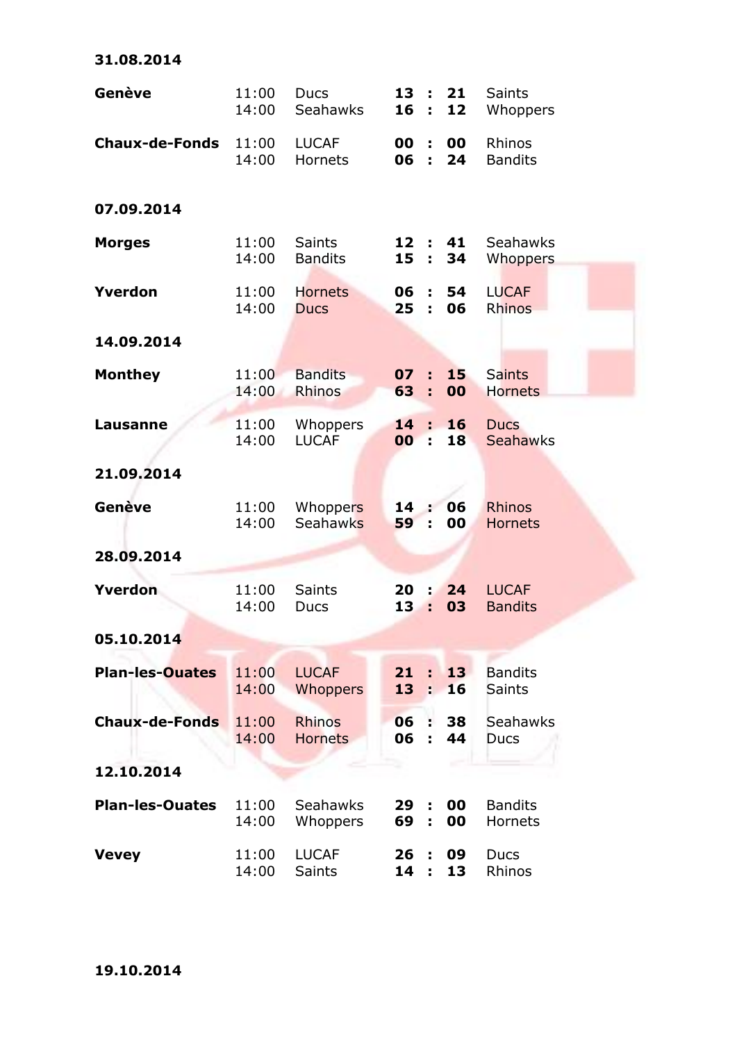**31.08.2014**

| | | | | | | |
|---|---|---|---|---|---|---|
| **Genève** | 11:00 | Ducs | **13** | **:** | **21** | Saints |
| | 14:00 | Seahawks | **16** | **:** | **12** | Whoppers |
| **Chaux-de-Fonds** | 11:00 | LUCAF | **00** | **:** | **00** | Rhinos |
| | 14:00 | Hornets | **06** | **:** | **24** | Bandits |

**07.09.2014**

| | | | | | | |
|---|---|---|---|---|---|---|
| **Morges** | 11:00 | Saints | **12** | **:** | **41** | Seahawks |
| | 14:00 | Bandits | **15** | **:** | **34** | Whoppers |
| **Yverdon** | 11:00 | Hornets | **06** | **:** | **54** | LUCAF |
| | 14:00 | Ducs | **25** | **:** | **06** | Rhinos |

**14.09.2014**

| | | | | | | |
|---|---|---|---|---|---|---|
| **Monthey** | 11:00 | Bandits | **07** | **:** | **15** | Saints |
| | 14:00 | Rhinos | **63** | **:** | **00** | Hornets |
| **Lausanne** | 11:00 | Whoppers | **14** | **:** | **16** | Ducs |
| | 14:00 | LUCAF | **00** | **:** | **18** | Seahawks |

**21.09.2014**

| | | | | | | |
|---|---|---|---|---|---|---|
| **Genève** | 11:00 | Whoppers | **14** | **:** | **06** | Rhinos |
| | 14:00 | Seahawks | **59** | **:** | **00** | Hornets |

**28.09.2014**

| | | | | | | |
|---|---|---|---|---|---|---|
| **Yverdon** | 11:00 | Saints | **20** | **:** | **24** | LUCAF |
| | 14:00 | Ducs | **13** | **:** | **03** | Bandits |

**05.10.2014**

| | | | | | | |
|---|---|---|---|---|---|---|
| **Plan-les-Ouates** | 11:00 | LUCAF | **21** | **:** | **13** | Bandits |
| | 14:00 | Whoppers | **13** | **:** | **16** | Saints |
| **Chaux-de-Fonds** | 11:00 | Rhinos | **06** | **:** | **38** | Seahawks |
| | 14:00 | Hornets | **06** | **:** | **44** | Ducs |

**12.10.2014**

| | | | | | | |
|---|---|---|---|---|---|---|
| **Plan-les-Ouates** | 11:00 | Seahawks | **29** | **:** | **00** | Bandits |
| | 14:00 | Whoppers | **69** | **:** | **00** | Hornets |
| **Vevey** | 11:00 | LUCAF | **26** | **:** | **09** | Ducs |
| | 14:00 | Saints | **14** | **:** | **13** | Rhinos |

**19.10.2014**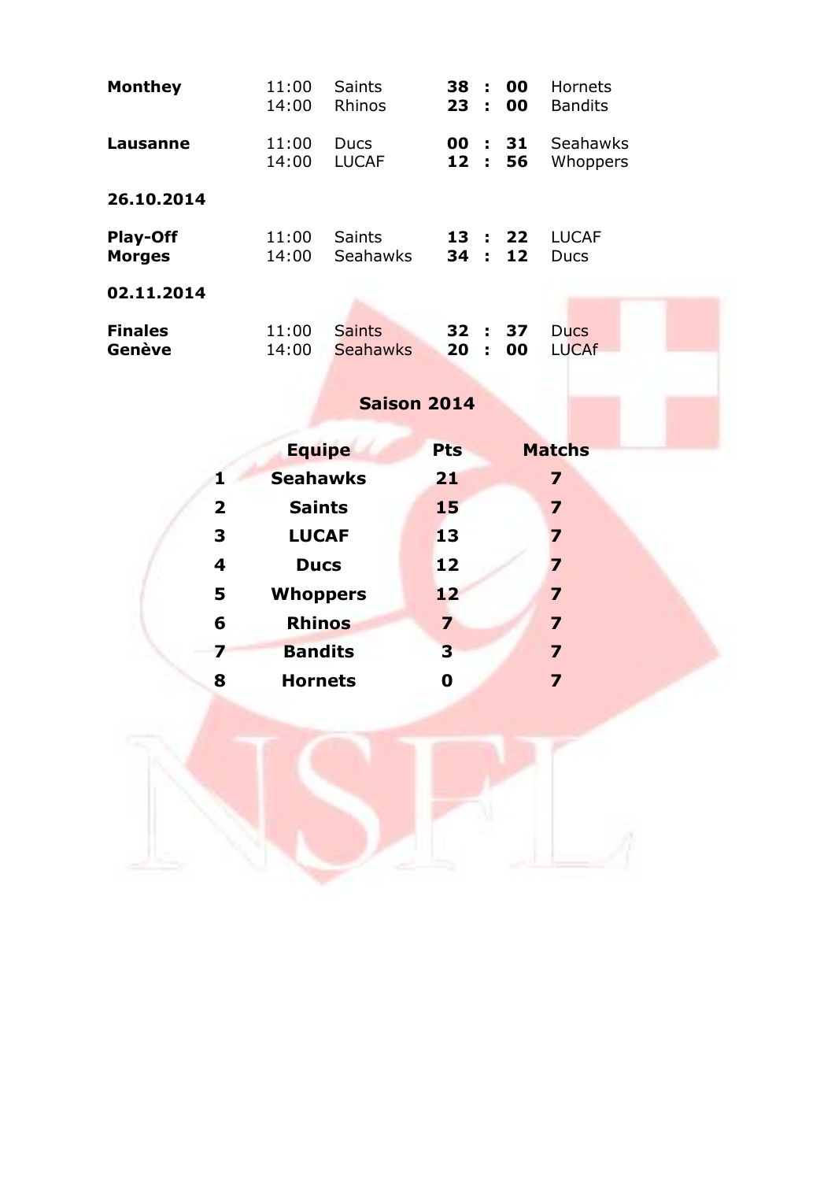| | | | | | | |
|---|---|---|---|---|---|---|
| **Monthey** | 11:00 | Saints | **38** | **:** | **00** | Hornets |
| | 14:00 | Rhinos | **23** | **:** | **00** | Bandits |
| **Lausanne** | 11:00 | Ducs | **00** | **:** | **31** | Seahawks |
| | 14:00 | LUCAF | **12** | **:** | **56** | Whoppers |

**26.10.2014**

| | | | | | | |
|---|---|---|---|---|---|---|
| **Play-Off Morges** | 11:00 | Saints | **13** | **:** | **22** | LUCAF |
| | 14:00 | Seahawks | **34** | **:** | **12** | Ducs |

**02.11.2014**

| | | | | | | |
|---|---|---|---|---|---|---|
| **Finales Genève** | 11:00 | Saints | **32** | **:** | **37** | Ducs |
| | 14:00 | Seahawks | **20** | **:** | **00** | LUCAf |

## Saison 2014

| | Equipe | Pts | Matchs |
|---|---|---|---|
| **1** | **Seahawks** | **21** | **7** |
| **2** | **Saints** | **15** | **7** |
| **3** | **LUCAF** | **13** | **7** |
| **4** | **Ducs** | **12** | **7** |
| **5** | **Whoppers** | **12** | **7** |
| **6** | **Rhinos** | **7** | **7** |
| **7** | **Bandits** | **3** | **7** |
| **8** | **Hornets** | **0** | **7** |